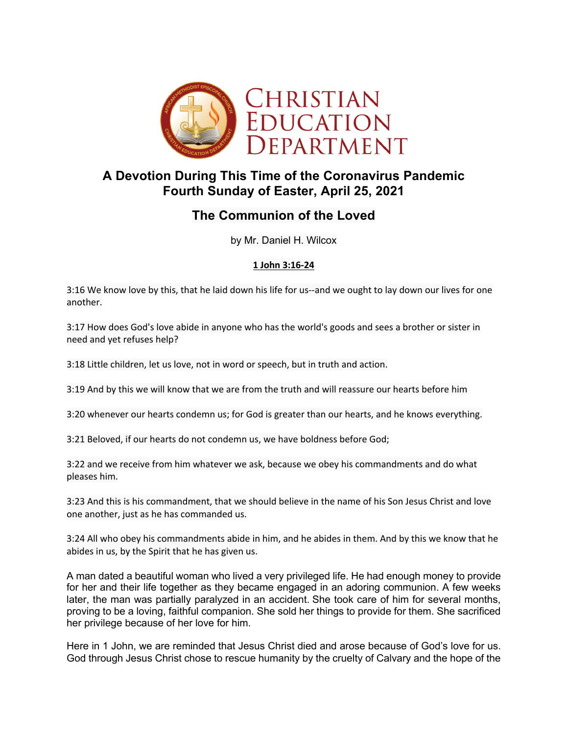# Christian Education Department

## A Devotion During This Time of the Coronavirus Pandemic
## Fourth Sunday of Easter, April 25, 2021

## The Communion of the Loved

by Mr. Daniel H. Wilcox

**1 John 3:16-24**

3:16 We know love by this, that he laid down his life for us--and we ought to lay down our lives for one another.

3:17 How does God's love abide in anyone who has the world's goods and sees a brother or sister in need and yet refuses help?

3:18 Little children, let us love, not in word or speech, but in truth and action.

3:19 And by this we will know that we are from the truth and will reassure our hearts before him

3:20 whenever our hearts condemn us; for God is greater than our hearts, and he knows everything.

3:21 Beloved, if our hearts do not condemn us, we have boldness before God;

3:22 and we receive from him whatever we ask, because we obey his commandments and do what pleases him.

3:23 And this is his commandment, that we should believe in the name of his Son Jesus Christ and love one another, just as he has commanded us.

3:24 All who obey his commandments abide in him, and he abides in them. And by this we know that he abides in us, by the Spirit that he has given us.

A man dated a beautiful woman who lived a very privileged life. He had enough money to provide for her and their life together as they became engaged in an adoring communion. A few weeks later, the man was partially paralyzed in an accident. She took care of him for several months, proving to be a loving, faithful companion. She sold her things to provide for them. She sacrificed her privilege because of her love for him.

Here in 1 John, we are reminded that Jesus Christ died and arose because of God's love for us. God through Jesus Christ chose to rescue humanity by the cruelty of Calvary and the hope of the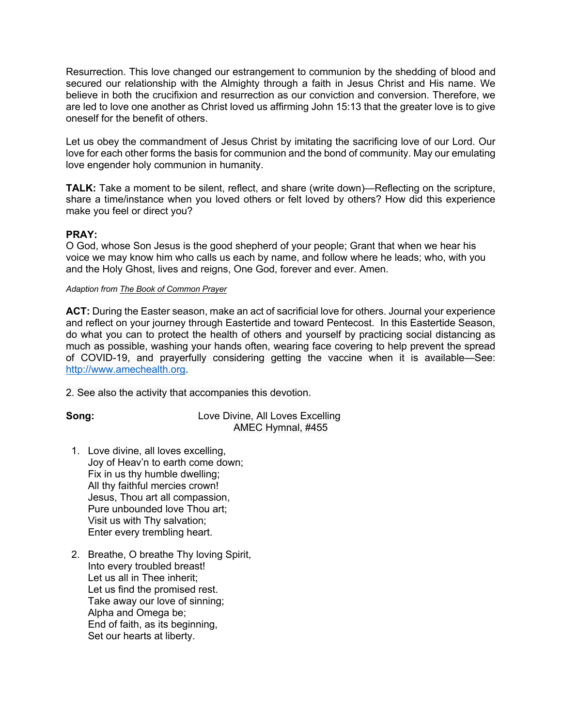Resurrection. This love changed our estrangement to communion by the shedding of blood and secured our relationship with the Almighty through a faith in Jesus Christ and His name. We believe in both the crucifixion and resurrection as our conviction and conversion. Therefore, we are led to love one another as Christ loved us affirming John 15:13 that the greater love is to give oneself for the benefit of others.

Let us obey the commandment of Jesus Christ by imitating the sacrificing love of our Lord. Our love for each other forms the basis for communion and the bond of community. May our emulating love engender holy communion in humanity.

**TALK:** Take a moment to be silent, reflect, and share (write down)—Reflecting on the scripture, share a time/instance when you loved others or felt loved by others? How did this experience make you feel or direct you?

**PRAY:**
O God, whose Son Jesus is the good shepherd of your people; Grant that when we hear his voice we may know him who calls us each by name, and follow where he leads; who, with you and the Holy Ghost, lives and reigns, One God, forever and ever. Amen.

*Adaption from The Book of Common Prayer*

**ACT:** During the Easter season, make an act of sacrificial love for others. Journal your experience and reflect on your journey through Eastertide and toward Pentecost. In this Eastertide Season, do what you can to protect the health of others and yourself by practicing social distancing as much as possible, washing your hands often, wearing face covering to help prevent the spread of COVID-19, and prayerfully considering getting the vaccine when it is available—See: http://www.amechealth.org.

2. See also the activity that accompanies this devotion.

**Song:** Love Divine, All Loves Excelling
AMEC Hymnal, #455

1. Love divine, all loves excelling,
   Joy of Heav'n to earth come down;
   Fix in us thy humble dwelling;
   All thy faithful mercies crown!
   Jesus, Thou art all compassion,
   Pure unbounded love Thou art;
   Visit us with Thy salvation;
   Enter every trembling heart.

2. Breathe, O breathe Thy loving Spirit,
   Into every troubled breast!
   Let us all in Thee inherit;
   Let us find the promised rest.
   Take away our love of sinning;
   Alpha and Omega be;
   End of faith, as its beginning,
   Set our hearts at liberty.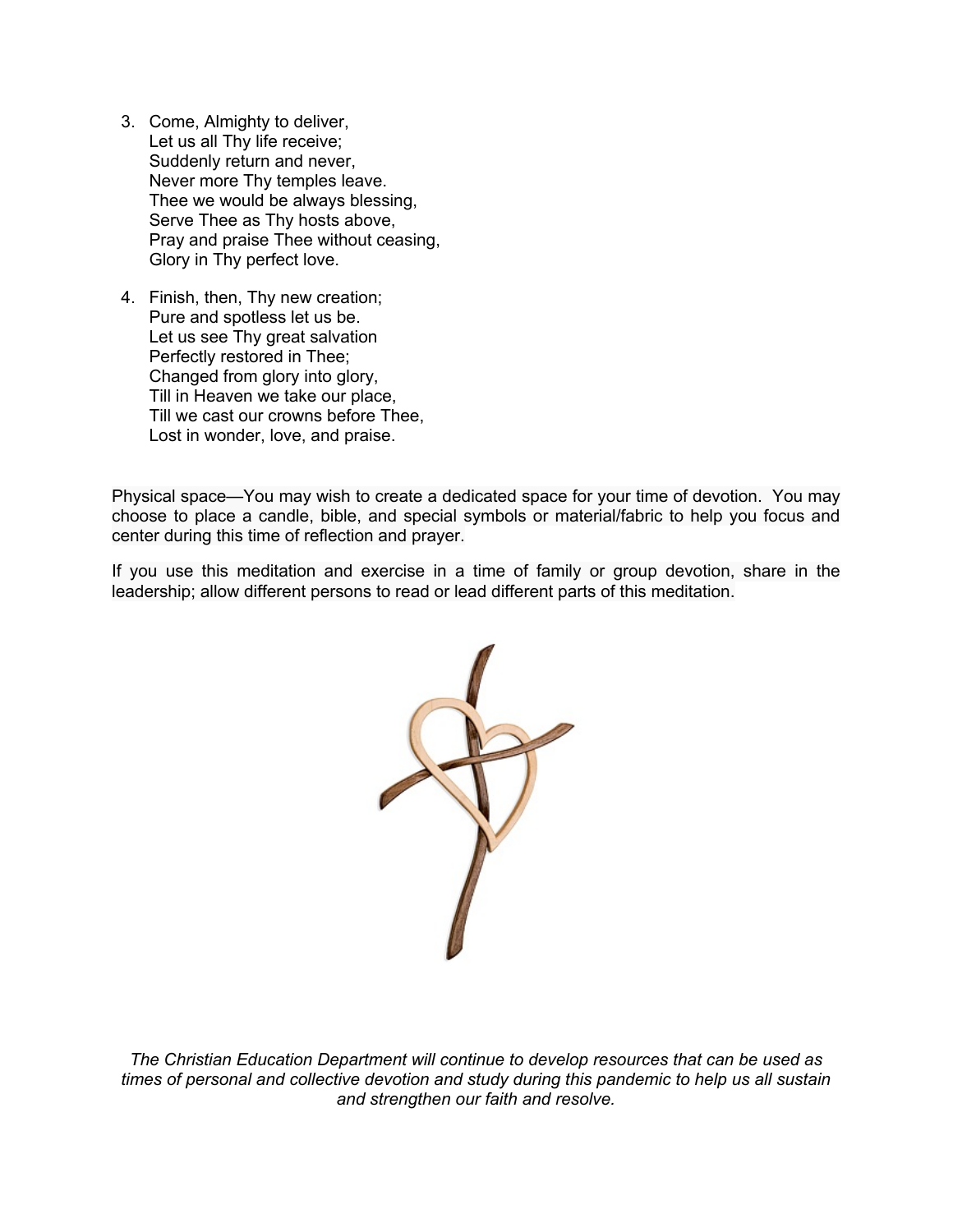3. Come, Almighty to deliver,  
   Let us all Thy life receive;  
   Suddenly return and never,  
   Never more Thy temples leave.  
   Thee we would be always blessing,  
   Serve Thee as Thy hosts above,  
   Pray and praise Thee without ceasing,  
   Glory in Thy perfect love.

4. Finish, then, Thy new creation;  
   Pure and spotless let us be.  
   Let us see Thy great salvation  
   Perfectly restored in Thee;  
   Changed from glory into glory,  
   Till in Heaven we take our place,  
   Till we cast our crowns before Thee,  
   Lost in wonder, love, and praise.

Physical space—You may wish to create a dedicated space for your time of devotion. You may choose to place a candle, bible, and special symbols or material/fabric to help you focus and center during this time of reflection and prayer.

If you use this meditation and exercise in a time of family or group devotion, share in the leadership; allow different persons to read or lead different parts of this meditation.

*The Christian Education Department will continue to develop resources that can be used as times of personal and collective devotion and study during this pandemic to help us all sustain and strengthen our faith and resolve.*